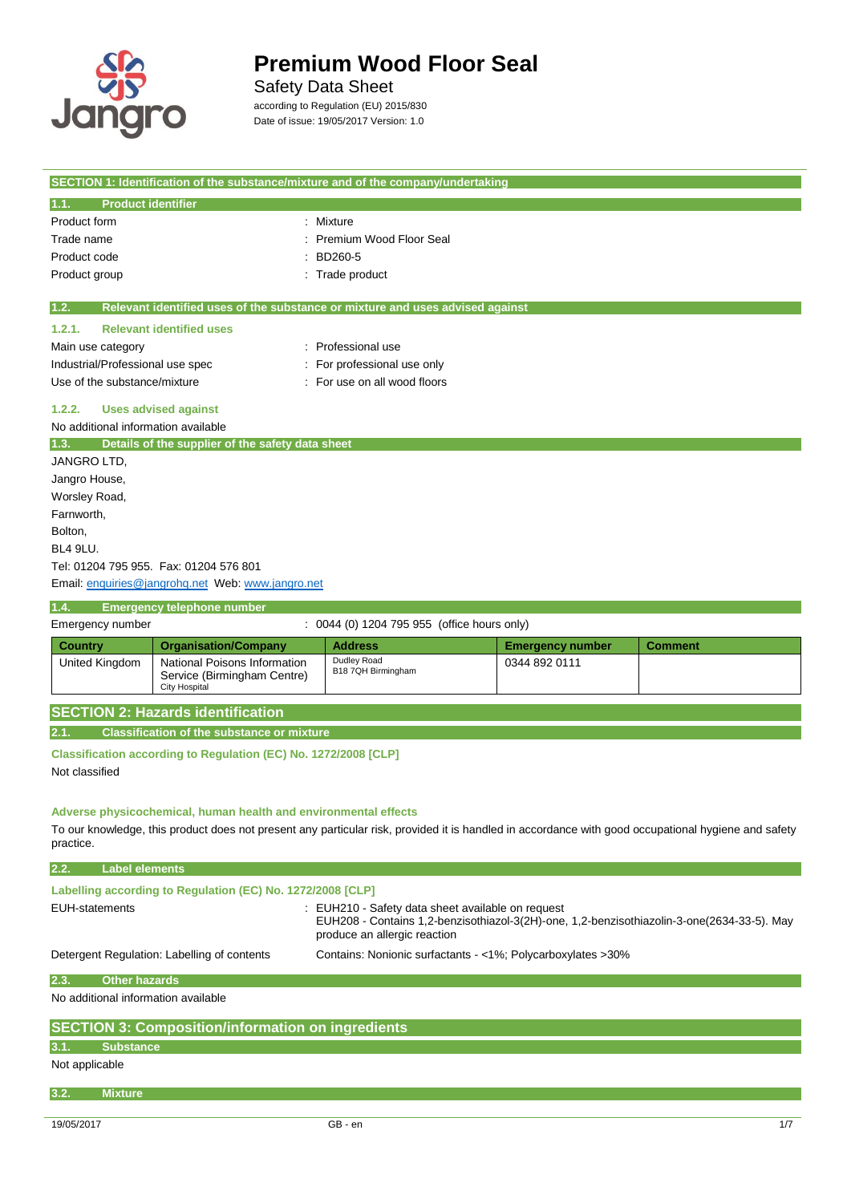# Premium Wood Floor Seal

Safety Data Sheet

according to Regulation (EU) 2015/830

Date of issue: 19/05/2017 Version: 1.0

## SECTION 1: Identification of the substance/mixture and of the company/undertaking

### 1.1. Product identifier

| | |
|---|---|
| Product form | : Mixture |
| Trade name | : Premium Wood Floor Seal |
| Product code | : BD260-5 |
| Product group | : Trade product |

### 1.2. Relevant identified uses of the substance or mixture and uses advised against

#### 1.2.1. Relevant identified uses

| | |
|---|---|
| Main use category | : Professional use |
| Industrial/Professional use spec | : For professional use only |
| Use of the substance/mixture | : For use on all wood floors |

#### 1.2.2. Uses advised against

No additional information available

### 1.3. Details of the supplier of the safety data sheet

JANGRO LTD,
Jangro House,
Worsley Road,
Farnworth,
Bolton,
BL4 9LU.
Tel: 01204 795 955. Fax: 01204 576 801
Email: enquiries@jangrohq.net Web: www.jangro.net

### 1.4. Emergency telephone number

Emergency number : 0044 (0) 1204 795 955 (office hours only)

| Country | Organisation/Company | Address | Emergency number | Comment |
|---|---|---|---|---|
| United Kingdom | National Poisons Information Service (Birmingham Centre) City Hospital | Dudley Road B18 7QH Birmingham | 0344 892 0111 | |

## SECTION 2: Hazards identification

### 2.1. Classification of the substance or mixture

**Classification according to Regulation (EC) No. 1272/2008 [CLP]**

Not classified

**Adverse physicochemical, human health and environmental effects**

To our knowledge, this product does not present any particular risk, provided it is handled in accordance with good occupational hygiene and safety practice.

### 2.2. Label elements

**Labelling according to Regulation (EC) No. 1272/2008 [CLP]**

| | |
|---|---|
| EUH-statements | : EUH210 - Safety data sheet available on request<br>EUH208 - Contains 1,2-benzisothiazol-3(2H)-one, 1,2-benzisothiazolin-3-one(2634-33-5). May produce an allergic reaction |
| Detergent Regulation: Labelling of contents | Contains: Nonionic surfactants - <1%; Polycarboxylates >30% |

### 2.3. Other hazards

No additional information available

## SECTION 3: Composition/information on ingredients

### 3.1. Substance

Not applicable

### 3.2. Mixture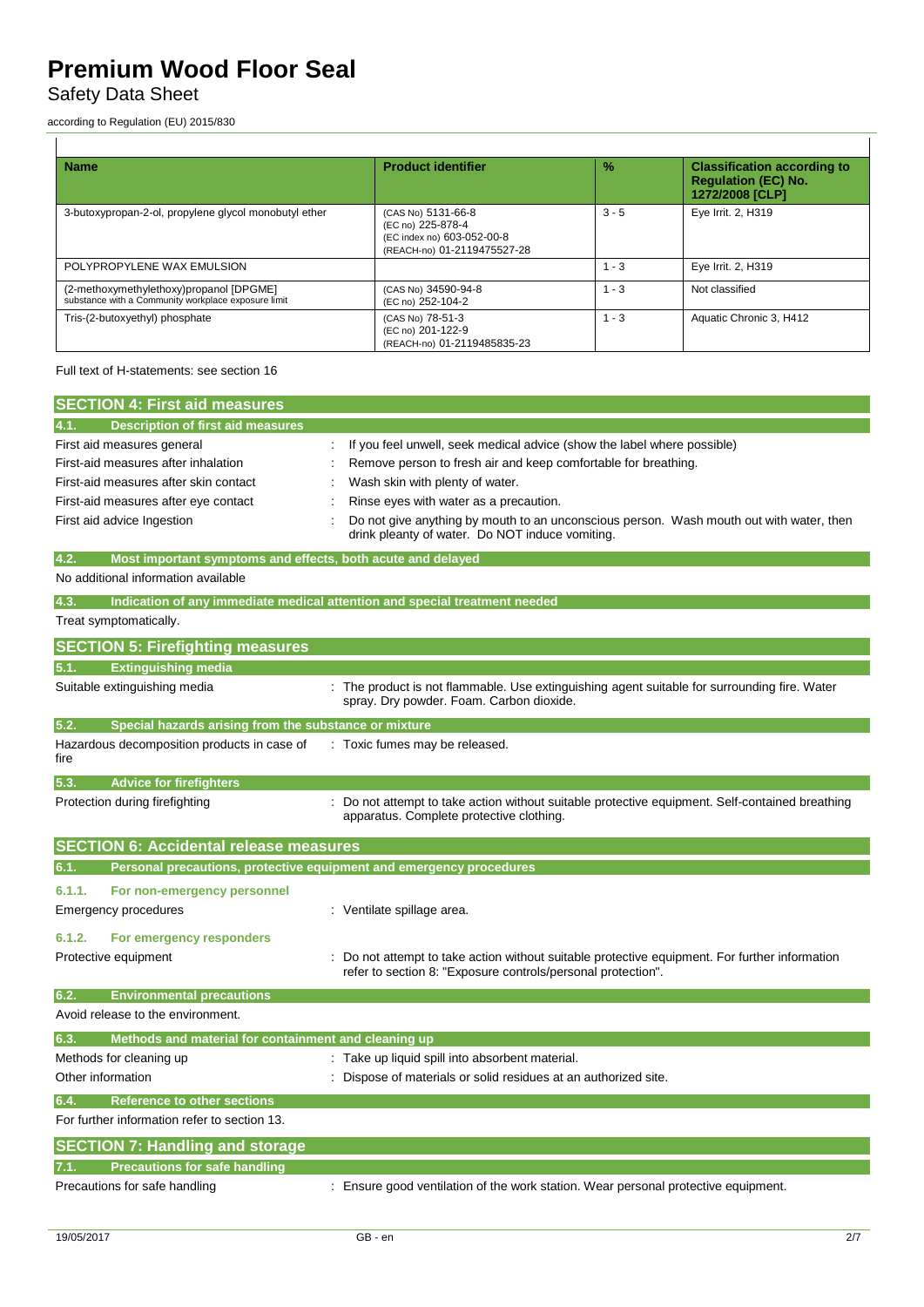| Name | Product identifier | % | Classification according to Regulation (EC) No. 1272/2008 [CLP] |
|---|---|---|---|
| 3-butoxypropan-2-ol, propylene glycol monobutyl ether | (CAS No) 5131-66-8<br>(EC no) 225-878-4<br>(EC index no) 603-052-00-8<br>(REACH-no) 01-2119475527-28 | 3 - 5 | Eye Irrit. 2, H319 |
| POLYPROPYLENE WAX EMULSION | | 1 - 3 | Eye Irrit. 2, H319 |
| (2-methoxymethylethoxy)propanol [DPGME]<br>substance with a Community workplace exposure limit | (CAS No) 34590-94-8<br>(EC no) 252-104-2 | 1 - 3 | Not classified |
| Tris-(2-butoxyethyl) phosphate | (CAS No) 78-51-3<br>(EC no) 201-122-9<br>(REACH-no) 01-2119485835-23 | 1 - 3 | Aquatic Chronic 3, H412 |

Full text of H-statements: see section 16

## SECTION 4: First aid measures

### 4.1. Description of first aid measures

First aid measures general : If you feel unwell, seek medical advice (show the label where possible)

First-aid measures after inhalation : Remove person to fresh air and keep comfortable for breathing.

First-aid measures after skin contact : Wash skin with plenty of water.

First-aid measures after eye contact : Rinse eyes with water as a precaution.

First aid advice Ingestion : Do not give anything by mouth to an unconscious person. Wash mouth out with water, then drink pleanty of water. Do NOT induce vomiting.

### 4.2. Most important symptoms and effects, both acute and delayed

No additional information available

### 4.3. Indication of any immediate medical attention and special treatment needed

Treat symptomatically.

## SECTION 5: Firefighting measures

### 5.1. Extinguishing media

Suitable extinguishing media : The product is not flammable. Use extinguishing agent suitable for surrounding fire. Water spray. Dry powder. Foam. Carbon dioxide.

### 5.2. Special hazards arising from the substance or mixture

Hazardous decomposition products in case of fire : Toxic fumes may be released.

### 5.3. Advice for firefighters

Protection during firefighting : Do not attempt to take action without suitable protective equipment. Self-contained breathing apparatus. Complete protective clothing.

## SECTION 6: Accidental release measures

### 6.1. Personal precautions, protective equipment and emergency procedures

#### 6.1.1. For non-emergency personnel

Emergency procedures : Ventilate spillage area.

#### 6.1.2. For emergency responders

Protective equipment : Do not attempt to take action without suitable protective equipment. For further information refer to section 8: "Exposure controls/personal protection".

### 6.2. Environmental precautions

Avoid release to the environment.

### 6.3. Methods and material for containment and cleaning up

Methods for cleaning up : Take up liquid spill into absorbent material.

Other information : Dispose of materials or solid residues at an authorized site.

### 6.4. Reference to other sections

For further information refer to section 13.

## SECTION 7: Handling and storage

### 7.1. Precautions for safe handling

Precautions for safe handling : Ensure good ventilation of the work station. Wear personal protective equipment.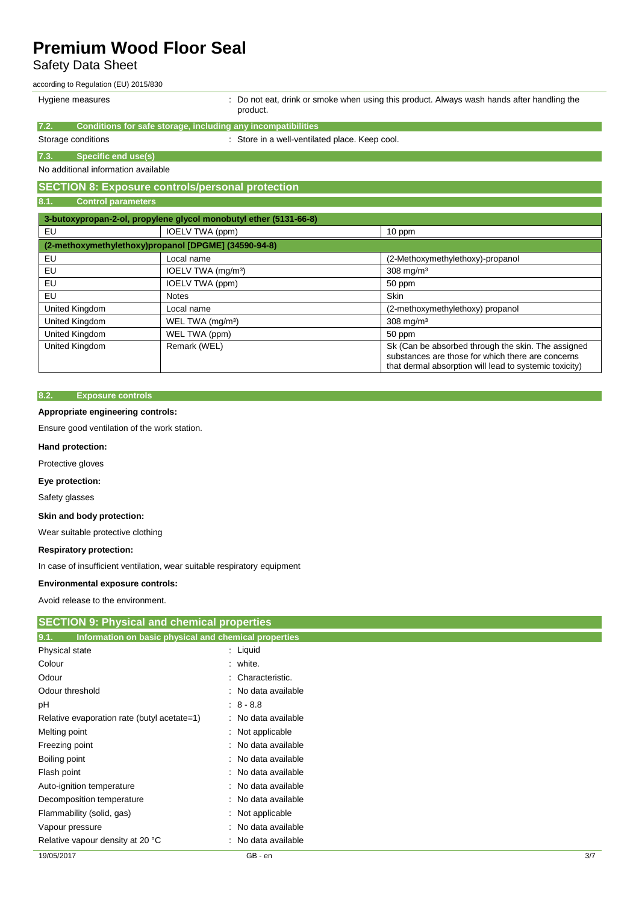| Hygiene measures | : Do not eat, drink or smoke when using this product. Always wash hands after handling the product. |
|---|---|

### 7.2. Conditions for safe storage, including any incompatibilities

| Storage conditions | : Store in a well-ventilated place. Keep cool. |
|---|---|

### 7.3. Specific end use(s)

No additional information available

## SECTION 8: Exposure controls/personal protection

### 8.1. Control parameters

| 3-butoxypropan-2-ol, propylene glycol monobutyl ether (5131-66-8) | | |
|---|---|---|
| EU | IOELV TWA (ppm) | 10 ppm |
| **(2-methoxymethylethoxy)propanol [DPGME] (34590-94-8)** | | |
| EU | Local name | (2-Methoxymethylethoxy)-propanol |
| EU | IOELV TWA (mg/m³) | 308 mg/m³ |
| EU | IOELV TWA (ppm) | 50 ppm |
| EU | Notes | Skin |
| United Kingdom | Local name | (2-methoxymethylethoxy) propanol |
| United Kingdom | WEL TWA (mg/m³) | 308 mg/m³ |
| United Kingdom | WEL TWA (ppm) | 50 ppm |
| United Kingdom | Remark (WEL) | Sk (Can be absorbed through the skin. The assigned substances are those for which there are concerns that dermal absorption will lead to systemic toxicity) |

### 8.2. Exposure controls

**Appropriate engineering controls:**

Ensure good ventilation of the work station.

**Hand protection:**

Protective gloves

**Eye protection:**

Safety glasses

**Skin and body protection:**

Wear suitable protective clothing

**Respiratory protection:**

In case of insufficient ventilation, wear suitable respiratory equipment

**Environmental exposure controls:**

Avoid release to the environment.

## SECTION 9: Physical and chemical properties

### 9.1. Information on basic physical and chemical properties

| Property | Value |
|---|---|
| Physical state | : Liquid |
| Colour | : white. |
| Odour | : Characteristic. |
| Odour threshold | : No data available |
| pH | : 8 - 8.8 |
| Relative evaporation rate (butyl acetate=1) | : No data available |
| Melting point | : Not applicable |
| Freezing point | : No data available |
| Boiling point | : No data available |
| Flash point | : No data available |
| Auto-ignition temperature | : No data available |
| Decomposition temperature | : No data available |
| Flammability (solid, gas) | : Not applicable |
| Vapour pressure | : No data available |
| Relative vapour density at 20 °C | : No data available |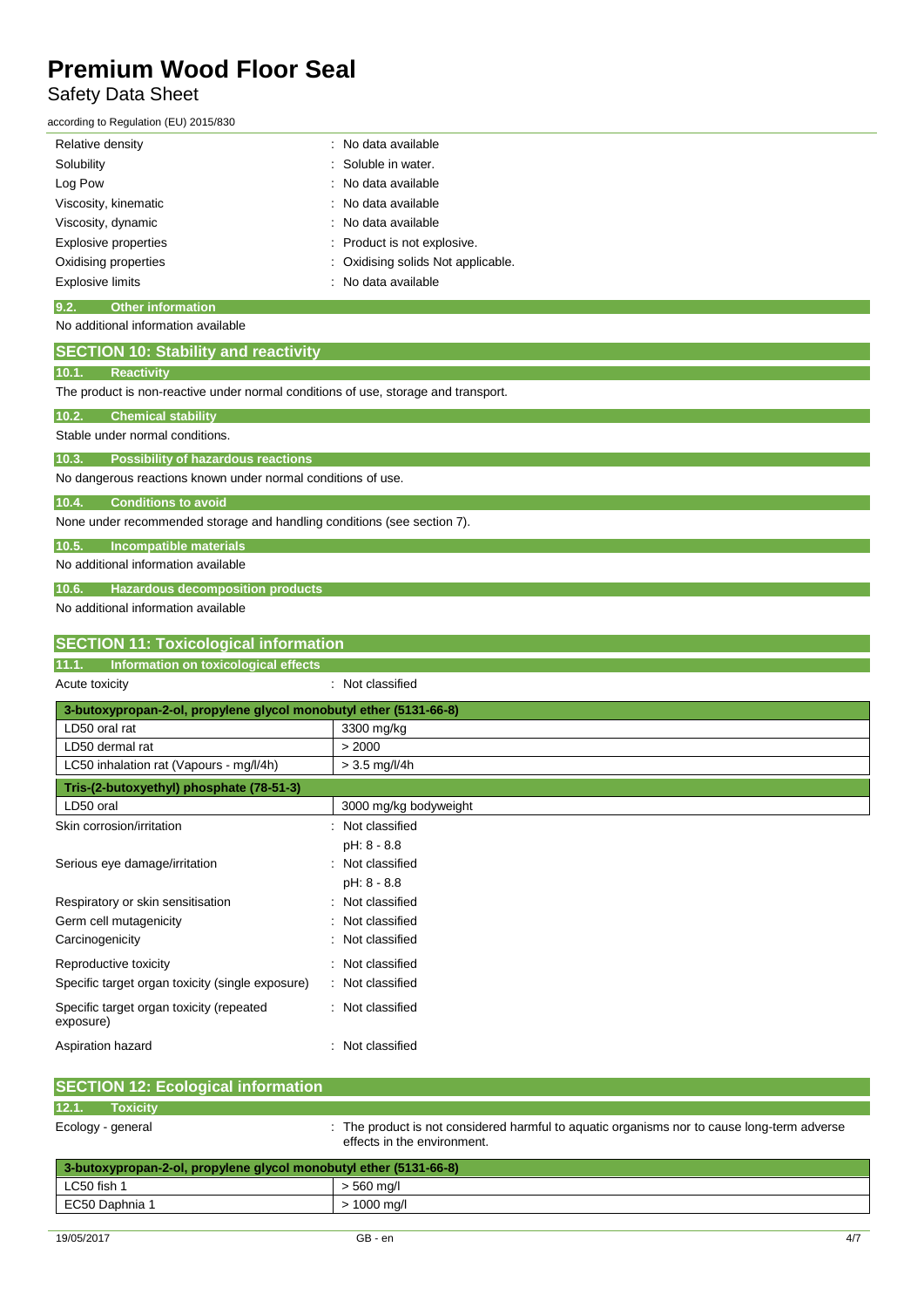| | |
|---|---|
| Relative density | : No data available |
| Solubility | : Soluble in water. |
| Log Pow | : No data available |
| Viscosity, kinematic | : No data available |
| Viscosity, dynamic | : No data available |
| Explosive properties | : Product is not explosive. |
| Oxidising properties | : Oxidising solids Not applicable. |
| Explosive limits | : No data available |

### 9.2. Other information

No additional information available

## SECTION 10: Stability and reactivity

### 10.1. Reactivity

The product is non-reactive under normal conditions of use, storage and transport.

### 10.2. Chemical stability

Stable under normal conditions.

### 10.3. Possibility of hazardous reactions

No dangerous reactions known under normal conditions of use.

### 10.4. Conditions to avoid

None under recommended storage and handling conditions (see section 7).

### 10.5. Incompatible materials

No additional information available

### 10.6. Hazardous decomposition products

No additional information available

## SECTION 11: Toxicological information

### 11.1. Information on toxicological effects

Acute toxicity : Not classified

| 3-butoxypropan-2-ol, propylene glycol monobutyl ether (5131-66-8) | |
|---|---|
| LD50 oral rat | 3300 mg/kg |
| LD50 dermal rat | > 2000 |
| LC50 inhalation rat (Vapours - mg/l/4h) | > 3.5 mg/l/4h |
| **Tris-(2-butoxyethyl) phosphate (78-51-3)** | |
| LD50 oral | 3000 mg/kg bodyweight |

| | |
|---|---|
| Skin corrosion/irritation | : Not classified<br>pH: 8 - 8.8 |
| Serious eye damage/irritation | : Not classified<br>pH: 8 - 8.8 |
| Respiratory or skin sensitisation | : Not classified |
| Germ cell mutagenicity | : Not classified |
| Carcinogenicity | : Not classified |
| Reproductive toxicity | : Not classified |
| Specific target organ toxicity (single exposure) | : Not classified |
| Specific target organ toxicity (repeated exposure) | : Not classified |
| Aspiration hazard | : Not classified |

## SECTION 12: Ecological information

### 12.1. Toxicity

Ecology - general : The product is not considered harmful to aquatic organisms nor to cause long-term adverse effects in the environment.

| 3-butoxypropan-2-ol, propylene glycol monobutyl ether (5131-66-8) | |
|---|---|
| LC50 fish 1 | > 560 mg/l |
| EC50 Daphnia 1 | > 1000 mg/l |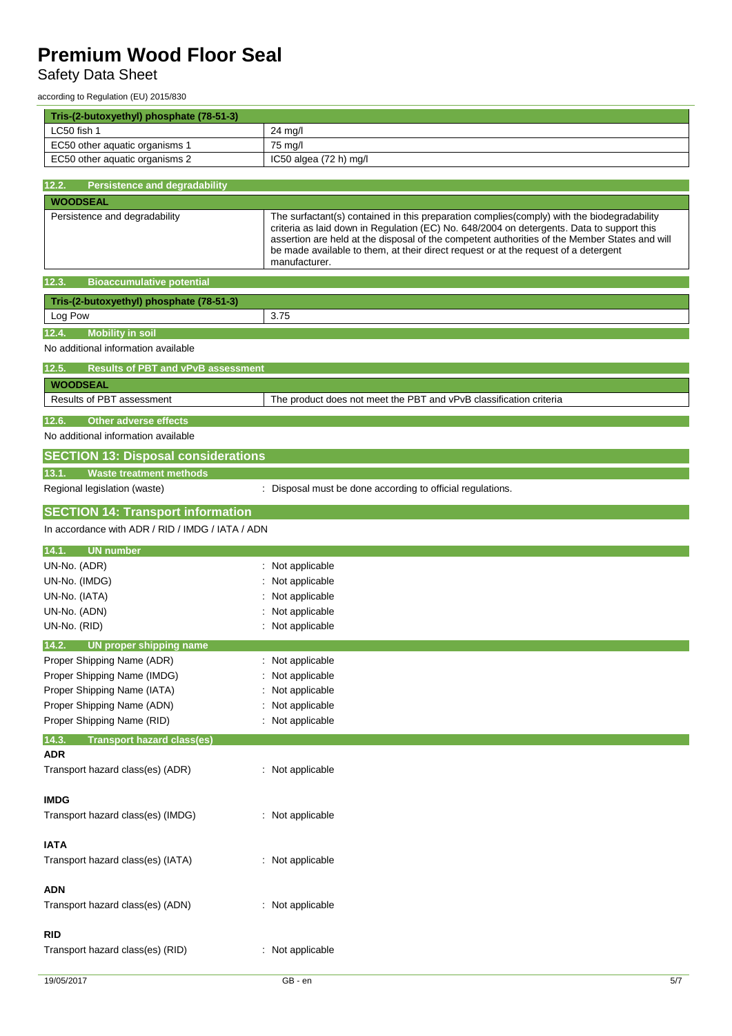| Tris-(2-butoxyethyl) phosphate (78-51-3) | |
|---|---|
| LC50 fish 1 | 24 mg/l |
| EC50 other aquatic organisms 1 | 75 mg/l |
| EC50 other aquatic organisms 2 | IC50 algea (72 h) mg/l |

### 12.2. Persistence and degradability

| WOODSEAL | |
|---|---|
| Persistence and degradability | The surfactant(s) contained in this preparation complies(comply) with the biodegradability criteria as laid down in Regulation (EC) No. 648/2004 on detergents. Data to support this assertion are held at the disposal of the competent authorities of the Member States and will be made available to them, at their direct request or at the request of a detergent manufacturer. |

### 12.3. Bioaccumulative potential

| Tris-(2-butoxyethyl) phosphate (78-51-3) | |
|---|---|
| Log Pow | 3.75 |

### 12.4. Mobility in soil

No additional information available

### 12.5. Results of PBT and vPvB assessment

| WOODSEAL | |
|---|---|
| Results of PBT assessment | The product does not meet the PBT and vPvB classification criteria |

### 12.6. Other adverse effects

No additional information available

## SECTION 13: Disposal considerations

### 13.1. Waste treatment methods

Regional legislation (waste) : Disposal must be done according to official regulations.

## SECTION 14: Transport information

In accordance with ADR / RID / IMDG / IATA / ADN

### 14.1. UN number

UN-No. (ADR) : Not applicable
UN-No. (IMDG) : Not applicable
UN-No. (IATA) : Not applicable
UN-No. (ADN) : Not applicable
UN-No. (RID) : Not applicable

### 14.2. UN proper shipping name

Proper Shipping Name (ADR) : Not applicable
Proper Shipping Name (IMDG) : Not applicable
Proper Shipping Name (IATA) : Not applicable
Proper Shipping Name (ADN) : Not applicable
Proper Shipping Name (RID) : Not applicable

### 14.3. Transport hazard class(es)

**ADR**

Transport hazard class(es) (ADR) : Not applicable

**IMDG**

Transport hazard class(es) (IMDG) : Not applicable

**IATA**

Transport hazard class(es) (IATA) : Not applicable

**ADN**

Transport hazard class(es) (ADN) : Not applicable

**RID**

Transport hazard class(es) (RID) : Not applicable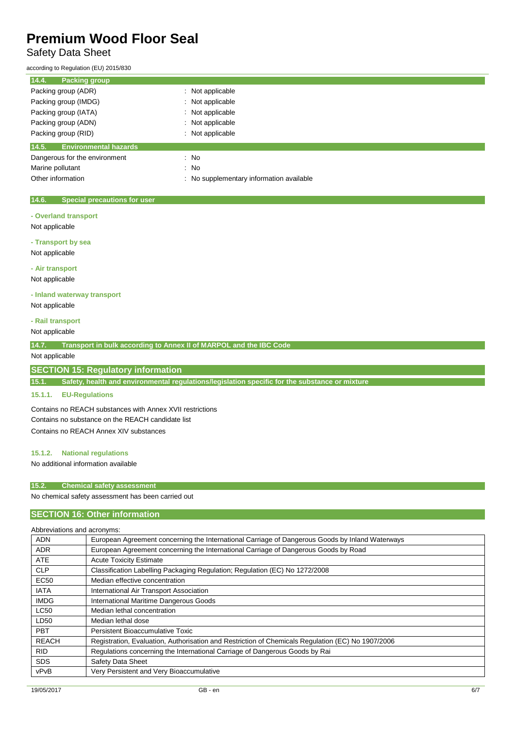### 14.4. Packing group

| | |
|---|---|
| Packing group (ADR) | : Not applicable |
| Packing group (IMDG) | : Not applicable |
| Packing group (IATA) | : Not applicable |
| Packing group (ADN) | : Not applicable |
| Packing group (RID) | : Not applicable |

### 14.5. Environmental hazards

| | |
|---|---|
| Dangerous for the environment | : No |
| Marine pollutant | : No |
| Other information | : No supplementary information available |

### 14.6. Special precautions for user

**- Overland transport**

Not applicable

**- Transport by sea**

Not applicable

**- Air transport**

Not applicable

**- Inland waterway transport**

Not applicable

**- Rail transport**

Not applicable

### 14.7. Transport in bulk according to Annex II of MARPOL and the IBC Code

Not applicable

## SECTION 15: Regulatory information

### 15.1. Safety, health and environmental regulations/legislation specific for the substance or mixture

#### 15.1.1. EU-Regulations

Contains no REACH substances with Annex XVII restrictions
Contains no substance on the REACH candidate list
Contains no REACH Annex XIV substances

#### 15.1.2. National regulations

No additional information available

### 15.2. Chemical safety assessment

No chemical safety assessment has been carried out

## SECTION 16: Other information

Abbreviations and acronyms:

| | |
|---|---|
| ADN | European Agreement concerning the International Carriage of Dangerous Goods by Inland Waterways |
| ADR | European Agreement concerning the International Carriage of Dangerous Goods by Road |
| ATE | Acute Toxicity Estimate |
| CLP | Classification Labelling Packaging Regulation; Regulation (EC) No 1272/2008 |
| EC50 | Median effective concentration |
| IATA | International Air Transport Association |
| IMDG | International Maritime Dangerous Goods |
| LC50 | Median lethal concentration |
| LD50 | Median lethal dose |
| PBT | Persistent Bioaccumulative Toxic |
| REACH | Registration, Evaluation, Authorisation and Restriction of Chemicals Regulation (EC) No 1907/2006 |
| RID | Regulations concerning the International Carriage of Dangerous Goods by Rai |
| SDS | Safety Data Sheet |
| vPvB | Very Persistent and Very Bioaccumulative |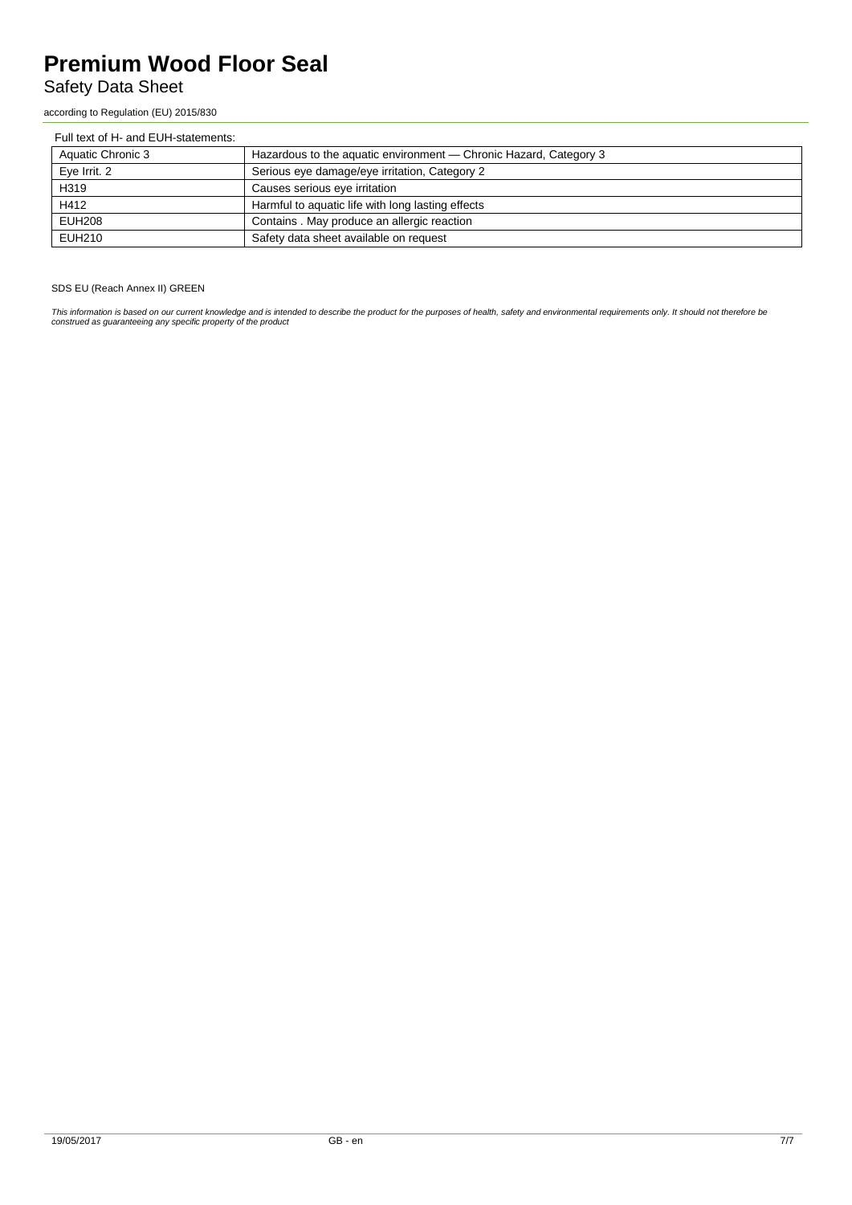Full text of H- and EUH-statements:

| | |
|---|---|
| Aquatic Chronic 3 | Hazardous to the aquatic environment — Chronic Hazard, Category 3 |
| Eye Irrit. 2 | Serious eye damage/eye irritation, Category 2 |
| H319 | Causes serious eye irritation |
| H412 | Harmful to aquatic life with long lasting effects |
| EUH208 | Contains . May produce an allergic reaction |
| EUH210 | Safety data sheet available on request |

SDS EU (Reach Annex II) GREEN

*This information is based on our current knowledge and is intended to describe the product for the purposes of health, safety and environmental requirements only. It should not therefore be construed as guaranteeing any specific property of the product*